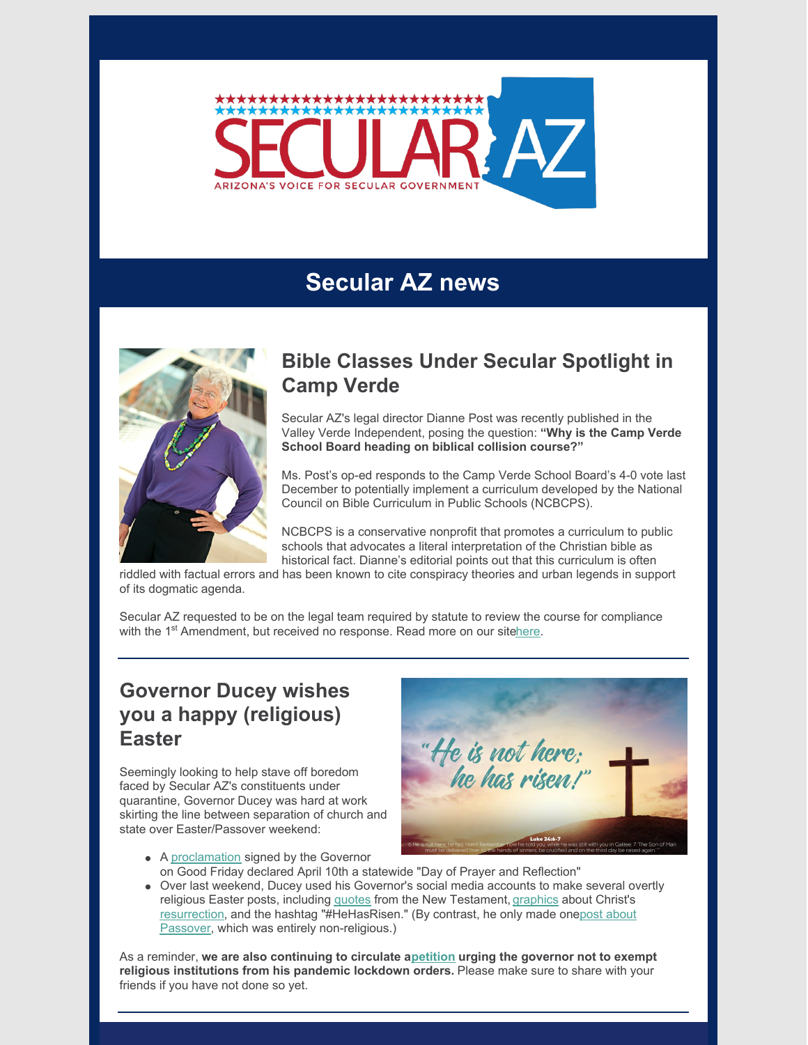SECULAR AZ

ARIZONA'S VOICE FOR SECULAR GOVERNMENT

# Secular AZ news

## Bible Classes Under Secular Spotlight in Camp Verde

Secular AZ's legal director Dianne Post was recently published in the Valley Verde Independent, posing the question: **"Why is the Camp Verde School Board heading on biblical collision course?"**

Ms. Post's op-ed responds to the Camp Verde School Board's 4-0 vote last December to potentially implement a curriculum developed by the National Council on Bible Curriculum in Public Schools (NCBCPS).

NCBCPS is a conservative nonprofit that promotes a curriculum to public schools that advocates a literal interpretation of the Christian bible as historical fact. Dianne's editorial points out that this curriculum is often riddled with factual errors and has been known to cite conspiracy theories and urban legends in support of its dogmatic agenda.

Secular AZ requested to be on the legal team required by statute to review the course for compliance with the 1st Amendment, but received no response. Read more on our sitehere.

## Governor Ducey wishes you a happy (religious) Easter

Seemingly looking to help stave off boredom faced by Secular AZ's constituents under quarantine, Governor Ducey was hard at work skirting the line between separation of church and state over Easter/Passover weekend:

- A proclamation signed by the Governor on Good Friday declared April 10th a statewide "Day of Prayer and Reflection"
- Over last weekend, Ducey used his Governor's social media accounts to make several overtly religious Easter posts, including quotes from the New Testament, graphics about Christ's resurrection, and the hashtag "#HeHasRisen." (By contrast, he only made onepost about Passover, which was entirely non-religious.)

As a reminder, **we are also continuing to circulate apetition urging the governor not to exempt religious institutions from his pandemic lockdown orders.** Please make sure to share with your friends if you have not done so yet.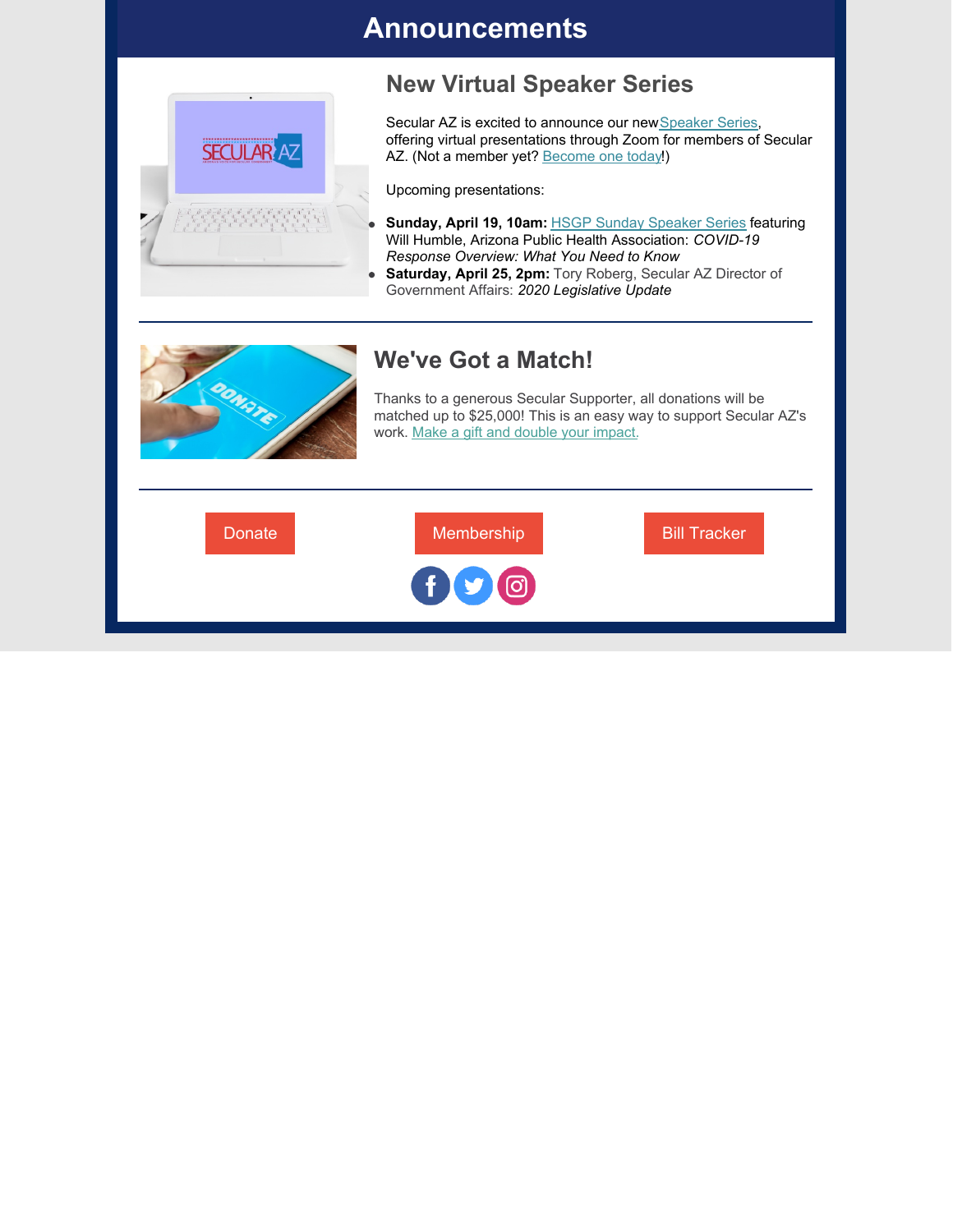# Announcements

## New Virtual Speaker Series

Secular AZ is excited to announce our new Speaker Series, offering virtual presentations through Zoom for members of Secular AZ. (Not a member yet? Become one today!)

Upcoming presentations:

- **Sunday, April 19, 10am:** HSGP Sunday Speaker Series featuring Will Humble, Arizona Public Health Association: *COVID-19 Response Overview: What You Need to Know*
- **Saturday, April 25, 2pm:** Tory Roberg, Secular AZ Director of Government Affairs: *2020 Legislative Update*

---

## We've Got a Match!

Thanks to a generous Secular Supporter, all donations will be matched up to $25,000! This is an easy way to support Secular AZ's work. Make a gift and double your impact.

---

Donate | Membership | Bill Tracker